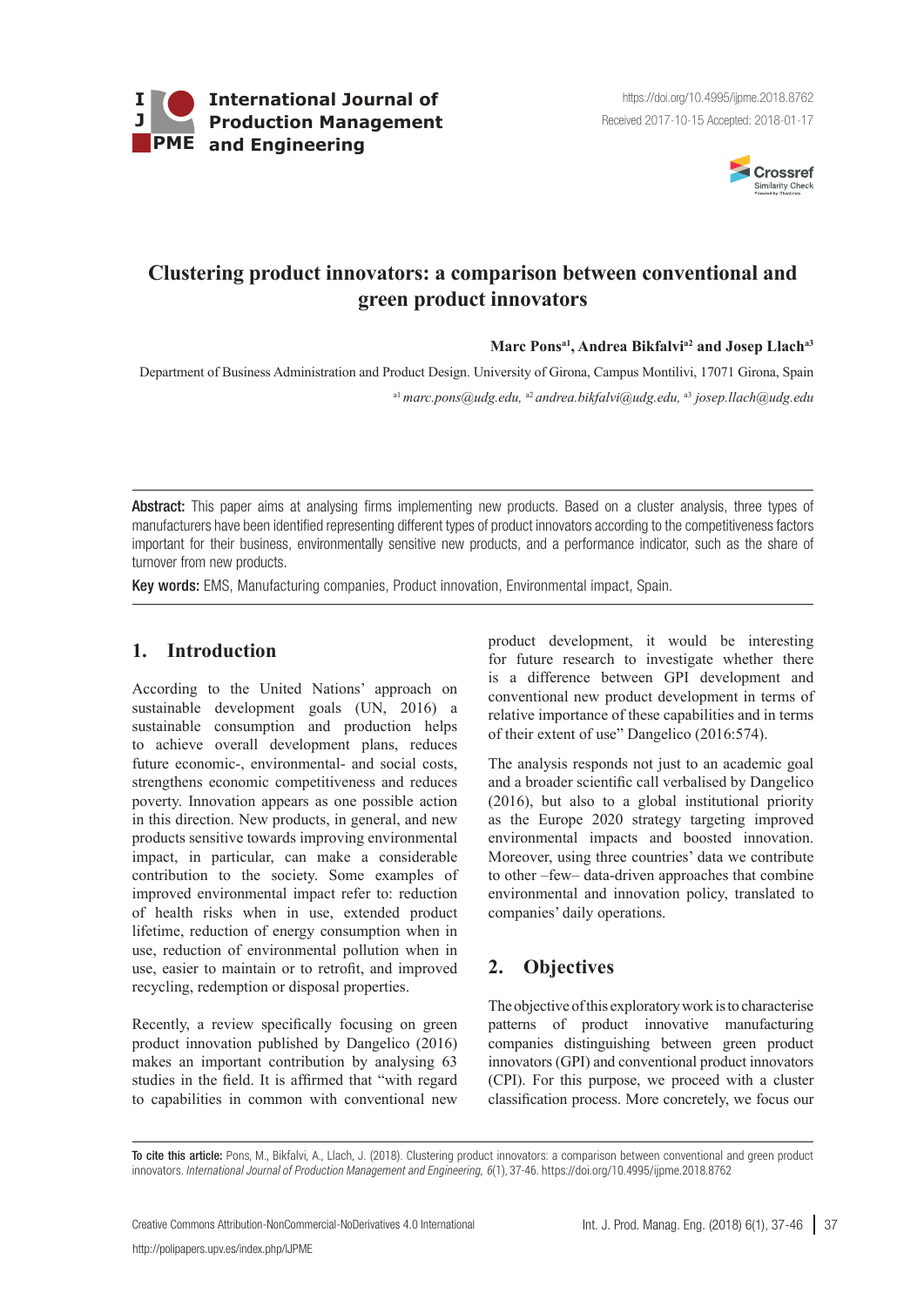International Journal of Production Management and Engineering

https://doi.org/10.4995/ijpme.2018.8762
Received 2017-10-15 Accepted: 2018-01-17

# Clustering product innovators: a comparison between conventional and green product innovators

**Marc Pons[a1], Andrea Bikfalvi[a2] and Josep Llach[a3]**

Department of Business Administration and Product Design. University of Girona, Campus Montilivi, 17071 Girona, Spain

[a1] *marc.pons@udg.edu,* [a2] *andrea.bikfalvi@udg.edu,* [a3] *josep.llach@udg.edu*

**Abstract:** This paper aims at analysing firms implementing new products. Based on a cluster analysis, three types of manufacturers have been identified representing different types of product innovators according to the competitiveness factors important for their business, environmentally sensitive new products, and a performance indicator, such as the share of turnover from new products.

**Key words:** EMS, Manufacturing companies, Product innovation, Environmental impact, Spain.

## 1. Introduction

According to the United Nations' approach on sustainable development goals (UN, 2016) a sustainable consumption and production helps to achieve overall development plans, reduces future economic-, environmental- and social costs, strengthens economic competitiveness and reduces poverty. Innovation appears as one possible action in this direction. New products, in general, and new products sensitive towards improving environmental impact, in particular, can make a considerable contribution to the society. Some examples of improved environmental impact refer to: reduction of health risks when in use, extended product lifetime, reduction of energy consumption when in use, reduction of environmental pollution when in use, easier to maintain or to retrofit, and improved recycling, redemption or disposal properties.

Recently, a review specifically focusing on green product innovation published by Dangelico (2016) makes an important contribution by analysing 63 studies in the field. It is affirmed that "with regard to capabilities in common with conventional new product development, it would be interesting for future research to investigate whether there is a difference between GPI development and conventional new product development in terms of relative importance of these capabilities and in terms of their extent of use" Dangelico (2016:574).

The analysis responds not just to an academic goal and a broader scientific call verbalised by Dangelico (2016), but also to a global institutional priority as the Europe 2020 strategy targeting improved environmental impacts and boosted innovation. Moreover, using three countries' data we contribute to other –few– data-driven approaches that combine environmental and innovation policy, translated to companies' daily operations.

## 2. Objectives

The objective of this exploratory work is to characterise patterns of product innovative manufacturing companies distinguishing between green product innovators (GPI) and conventional product innovators (CPI). For this purpose, we proceed with a cluster classification process. More concretely, we focus our

**To cite this article:** Pons, M., Bikfalvi, A., Llach, J. (2018). Clustering product innovators: a comparison between conventional and green product innovators. *International Journal of Production Management and Engineering, 6*(1), 37-46. https://doi.org/10.4995/ijpme.2018.8762

Creative Commons Attribution-NonCommercial-NoDerivatives 4.0 International

http://polipapers.upv.es/index.php/IJPME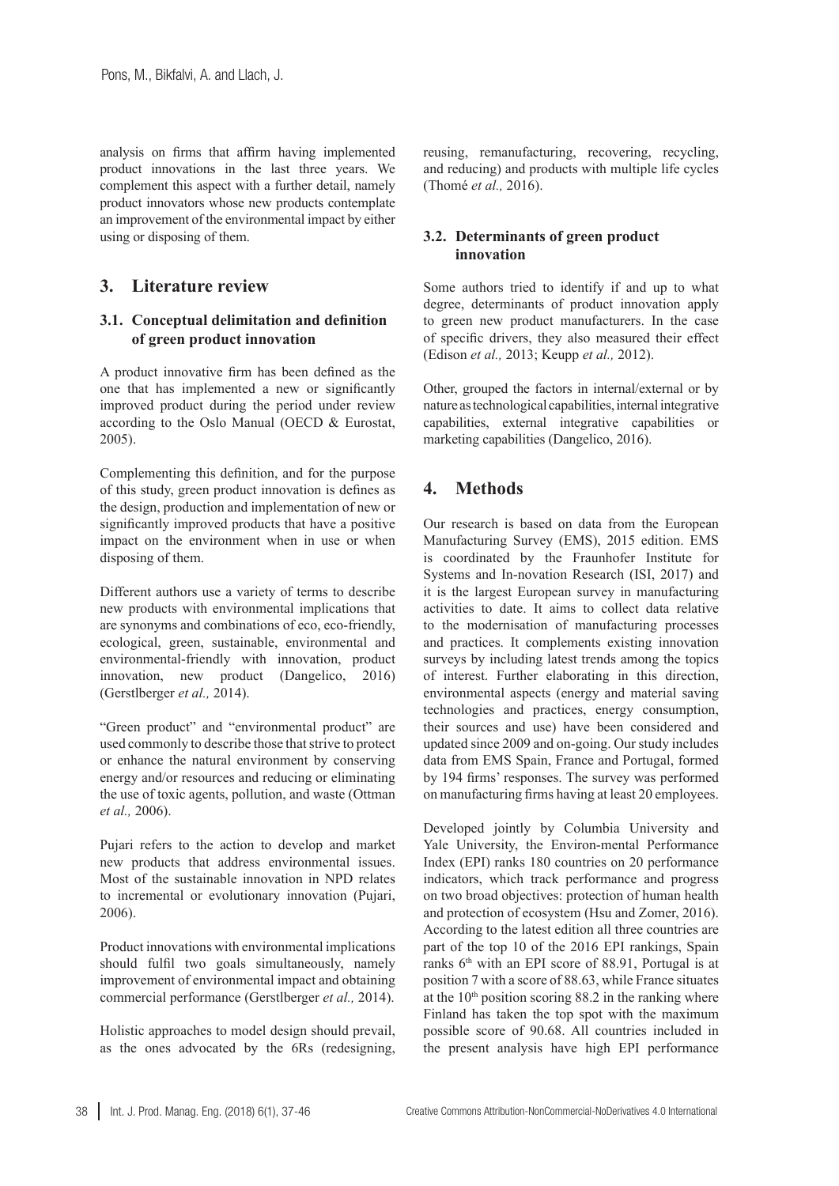analysis on firms that affirm having implemented product innovations in the last three years. We complement this aspect with a further detail, namely product innovators whose new products contemplate an improvement of the environmental impact by either using or disposing of them.

## 3. Literature review

### 3.1. Conceptual delimitation and definition of green product innovation

A product innovative firm has been defined as the one that has implemented a new or significantly improved product during the period under review according to the Oslo Manual (OECD & Eurostat, 2005).

Complementing this definition, and for the purpose of this study, green product innovation is defines as the design, production and implementation of new or significantly improved products that have a positive impact on the environment when in use or when disposing of them.

Different authors use a variety of terms to describe new products with environmental implications that are synonyms and combinations of eco, eco-friendly, ecological, green, sustainable, environmental and environmental-friendly with innovation, product innovation, new product (Dangelico, 2016) (Gerstlberger *et al.,* 2014).

"Green product" and "environmental product" are used commonly to describe those that strive to protect or enhance the natural environment by conserving energy and/or resources and reducing or eliminating the use of toxic agents, pollution, and waste (Ottman *et al.,* 2006).

Pujari refers to the action to develop and market new products that address environmental issues. Most of the sustainable innovation in NPD relates to incremental or evolutionary innovation (Pujari, 2006).

Product innovations with environmental implications should fulfil two goals simultaneously, namely improvement of environmental impact and obtaining commercial performance (Gerstlberger *et al.,* 2014).

Holistic approaches to model design should prevail, as the ones advocated by the 6Rs (redesigning, reusing, remanufacturing, recovering, recycling, and reducing) and products with multiple life cycles (Thomé *et al.,* 2016).

### 3.2. Determinants of green product innovation

Some authors tried to identify if and up to what degree, determinants of product innovation apply to green new product manufacturers. In the case of specific drivers, they also measured their effect (Edison *et al.,* 2013; Keupp *et al.,* 2012).

Other, grouped the factors in internal/external or by nature as technological capabilities, internal integrative capabilities, external integrative capabilities or marketing capabilities (Dangelico, 2016).

## 4. Methods

Our research is based on data from the European Manufacturing Survey (EMS), 2015 edition. EMS is coordinated by the Fraunhofer Institute for Systems and In-novation Research (ISI, 2017) and it is the largest European survey in manufacturing activities to date. It aims to collect data relative to the modernisation of manufacturing processes and practices. It complements existing innovation surveys by including latest trends among the topics of interest. Further elaborating in this direction, environmental aspects (energy and material saving technologies and practices, energy consumption, their sources and use) have been considered and updated since 2009 and on-going. Our study includes data from EMS Spain, France and Portugal, formed by 194 firms' responses. The survey was performed on manufacturing firms having at least 20 employees.

Developed jointly by Columbia University and Yale University, the Environ-mental Performance Index (EPI) ranks 180 countries on 20 performance indicators, which track performance and progress on two broad objectives: protection of human health and protection of ecosystem (Hsu and Zomer, 2016). According to the latest edition all three countries are part of the top 10 of the 2016 EPI rankings, Spain ranks 6th with an EPI score of 88.91, Portugal is at position 7 with a score of 88.63, while France situates at the 10th position scoring 88.2 in the ranking where Finland has taken the top spot with the maximum possible score of 90.68. All countries included in the present analysis have high EPI performance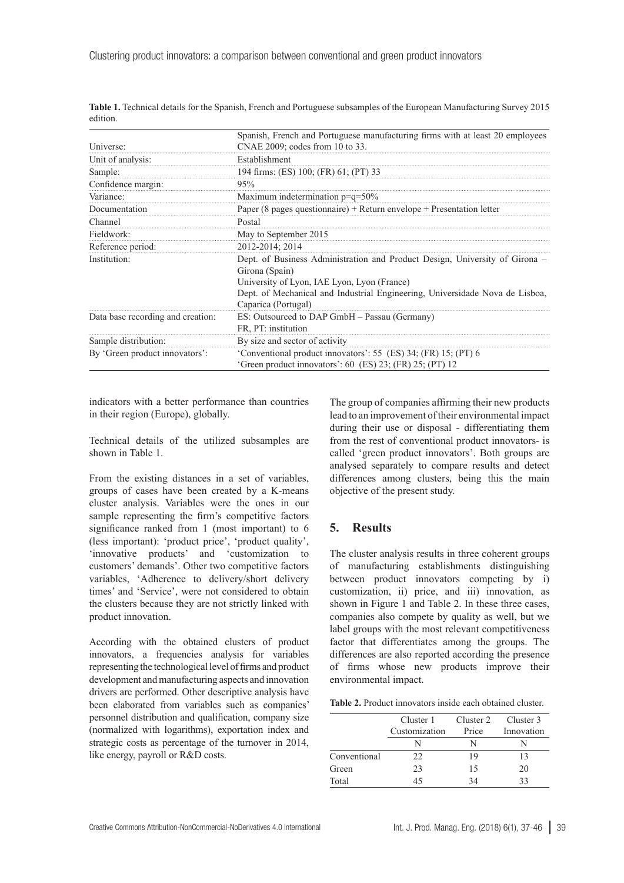**Table 1.** Technical details for the Spanish, French and Portuguese subsamples of the European Manufacturing Survey 2015 edition.

| | |
|---|---|
| Universe: | Spanish, French and Portuguese manufacturing firms with at least 20 employees CNAE 2009; codes from 10 to 33. |
| Unit of analysis: | Establishment |
| Sample: | 194 firms: (ES) 100; (FR) 61; (PT) 33 |
| Confidence margin: | 95% |
| Variance: | Maximum indetermination p=q=50% |
| Documentation | Paper (8 pages questionnaire) + Return envelope + Presentation letter |
| Channel | Postal |
| Fieldwork: | May to September 2015 |
| Reference period: | 2012-2014; 2014 |
| Institution: | Dept. of Business Administration and Product Design, University of Girona – Girona (Spain)<br>University of Lyon, IAE Lyon, Lyon (France)<br>Dept. of Mechanical and Industrial Engineering, Universidade Nova de Lisboa, Caparica (Portugal) |
| Data base recording and creation: | ES: Outsourced to DAP GmbH – Passau (Germany)<br>FR, PT: institution |
| Sample distribution: | By size and sector of activity |
| By 'Green product innovators': | 'Conventional product innovators': 55 (ES) 34; (FR) 15; (PT) 6<br>'Green product innovators': 60 (ES) 23; (FR) 25; (PT) 12 |

indicators with a better performance than countries in their region (Europe), globally.

Technical details of the utilized subsamples are shown in Table 1.

From the existing distances in a set of variables, groups of cases have been created by a K-means cluster analysis. Variables were the ones in our sample representing the firm's competitive factors significance ranked from 1 (most important) to 6 (less important): 'product price', 'product quality', 'innovative products' and 'customization to customers' demands'. Other two competitive factors variables, 'Adherence to delivery/short delivery times' and 'Service', were not considered to obtain the clusters because they are not strictly linked with product innovation.

According with the obtained clusters of product innovators, a frequencies analysis for variables representing the technological level of firms and product development and manufacturing aspects and innovation drivers are performed. Other descriptive analysis have been elaborated from variables such as companies' personnel distribution and qualification, company size (normalized with logarithms), exportation index and strategic costs as percentage of the turnover in 2014, like energy, payroll or R&D costs.

The group of companies affirming their new products lead to an improvement of their environmental impact during their use or disposal - differentiating them from the rest of conventional product innovators- is called 'green product innovators'. Both groups are analysed separately to compare results and detect differences among clusters, being this the main objective of the present study.

## 5. Results

The cluster analysis results in three coherent groups of manufacturing establishments distinguishing between product innovators competing by i) customization, ii) price, and iii) innovation, as shown in Figure 1 and Table 2. In these three cases, companies also compete by quality as well, but we label groups with the most relevant competitiveness factor that differentiates among the groups. The differences are also reported according the presence of firms whose new products improve their environmental impact.

**Table 2.** Product innovators inside each obtained cluster.

| | Cluster 1 Customization | Cluster 2 Price | Cluster 3 Innovation |
|---|---|---|---|
| | N | N | N |
| Conventional | 22 | 19 | 13 |
| Green | 23 | 15 | 20 |
| Total | 45 | 34 | 33 |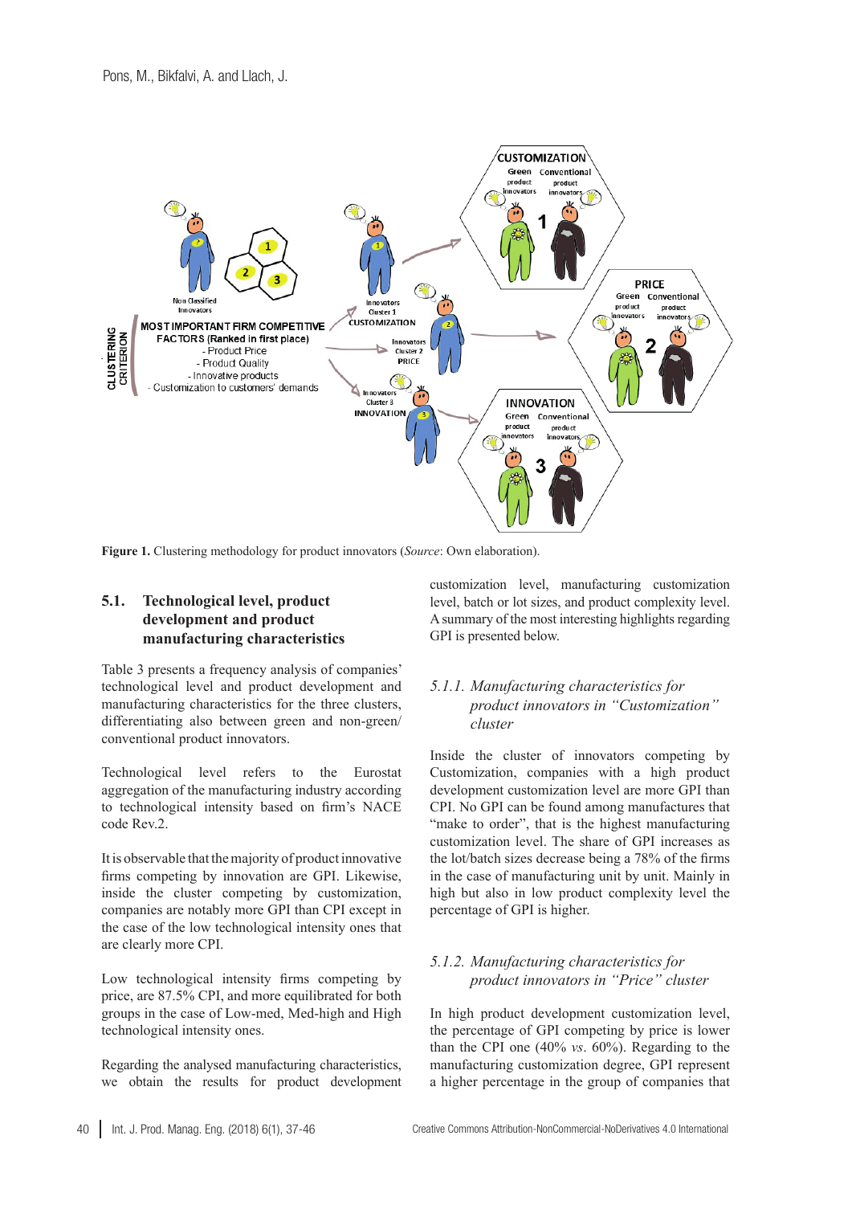**Figure 1.** Clustering methodology for product innovators (*Source*: Own elaboration).

### 5.1. Technological level, product development and product manufacturing characteristics

Table 3 presents a frequency analysis of companies' technological level and product development and manufacturing characteristics for the three clusters, differentiating also between green and non-green/conventional product innovators.

Technological level refers to the Eurostat aggregation of the manufacturing industry according to technological intensity based on firm's NACE code Rev.2.

It is observable that the majority of product innovative firms competing by innovation are GPI. Likewise, inside the cluster competing by customization, companies are notably more GPI than CPI except in the case of the low technological intensity ones that are clearly more CPI.

Low technological intensity firms competing by price, are 87.5% CPI, and more equilibrated for both groups in the case of Low-med, Med-high and High technological intensity ones.

Regarding the analysed manufacturing characteristics, we obtain the results for product development customization level, manufacturing customization level, batch or lot sizes, and product complexity level. A summary of the most interesting highlights regarding GPI is presented below.

#### *5.1.1. Manufacturing characteristics for product innovators in "Customization" cluster*

Inside the cluster of innovators competing by Customization, companies with a high product development customization level are more GPI than CPI. No GPI can be found among manufactures that "make to order", that is the highest manufacturing customization level. The share of GPI increases as the lot/batch sizes decrease being a 78% of the firms in the case of manufacturing unit by unit. Mainly in high but also in low product complexity level the percentage of GPI is higher.

#### *5.1.2. Manufacturing characteristics for product innovators in "Price" cluster*

In high product development customization level, the percentage of GPI competing by price is lower than the CPI one (40% *vs*. 60%). Regarding to the manufacturing customization degree, GPI represent a higher percentage in the group of companies that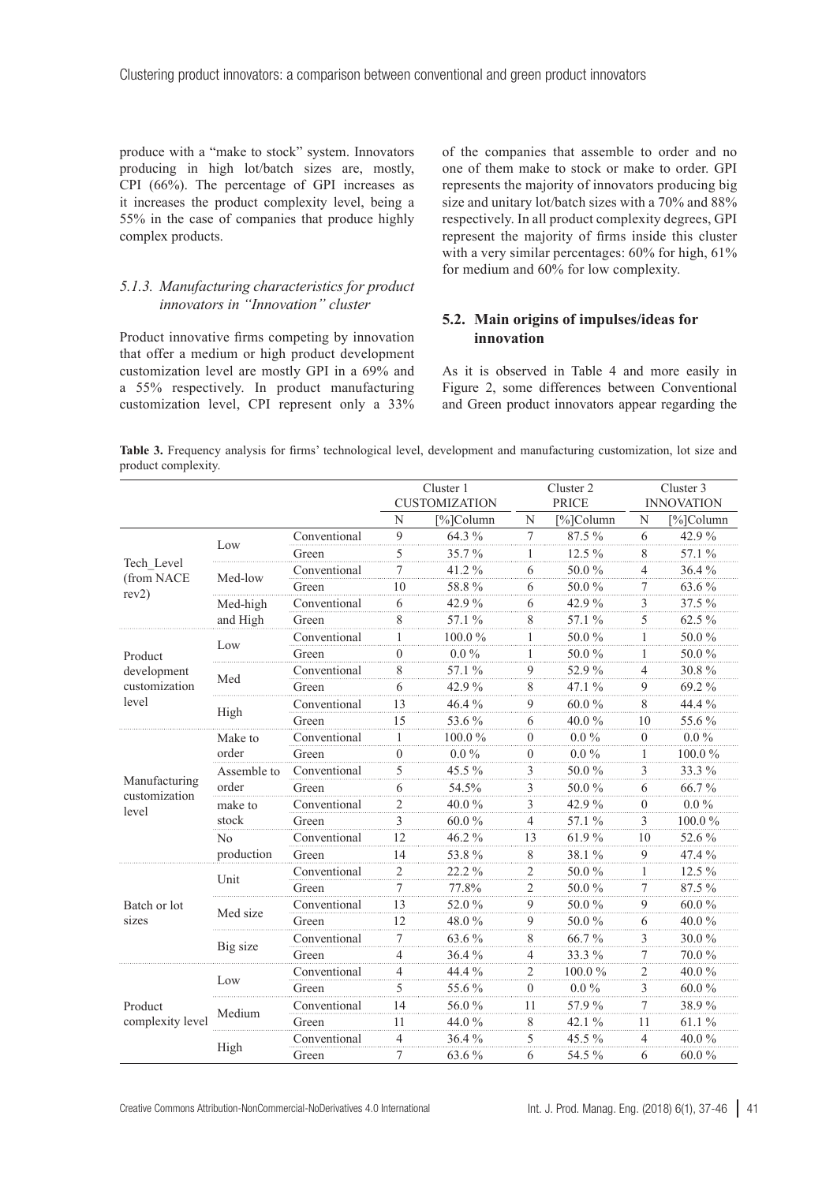produce with a "make to stock" system. Innovators producing in high lot/batch sizes are, mostly, CPI (66%). The percentage of GPI increases as it increases the product complexity level, being a 55% in the case of companies that produce highly complex products.

### *5.1.3. Manufacturing characteristics for product innovators in "Innovation" cluster*

Product innovative firms competing by innovation that offer a medium or high product development customization level are mostly GPI in a 69% and a 55% respectively. In product manufacturing customization level, CPI represent only a 33% of the companies that assemble to order and no one of them make to stock or make to order. GPI represents the majority of innovators producing big size and unitary lot/batch sizes with a 70% and 88% respectively. In all product complexity degrees, GPI represent the majority of firms inside this cluster with a very similar percentages: 60% for high, 61% for medium and 60% for low complexity.

## 5.2. Main origins of impulses/ideas for innovation

As it is observed in Table 4 and more easily in Figure 2, some differences between Conventional and Green product innovators appear regarding the

**Table 3.** Frequency analysis for firms' technological level, development and manufacturing customization, lot size and product complexity.

| | | | Cluster 1 CUSTOMIZATION | | Cluster 2 PRICE | | Cluster 3 INNOVATION | |
|---|---|---|---|---|---|---|---|---|
| | | | N | [%]Column | N | [%]Column | N | [%]Column |
| Tech_Level (from NACE rev2) | Low | Conventional | 9 | 64.3 % | 7 | 87.5 % | 6 | 42.9 % |
| | | Green | 5 | 35.7 % | 1 | 12.5 % | 8 | 57.1 % |
| | Med-low | Conventional | 7 | 41.2 % | 6 | 50.0 % | 4 | 36.4 % |
| | | Green | 10 | 58.8 % | 6 | 50.0 % | 7 | 63.6 % |
| | Med-high and High | Conventional | 6 | 42.9 % | 6 | 42.9 % | 3 | 37.5 % |
| | | Green | 8 | 57.1 % | 8 | 57.1 % | 5 | 62.5 % |
| Product development customization level | Low | Conventional | 1 | 100.0 % | 1 | 50.0 % | 1 | 50.0 % |
| | | Green | 0 | 0.0 % | 1 | 50.0 % | 1 | 50.0 % |
| | Med | Conventional | 8 | 57.1 % | 9 | 52.9 % | 4 | 30.8 % |
| | | Green | 6 | 42.9 % | 8 | 47.1 % | 9 | 69.2 % |
| | High | Conventional | 13 | 46.4 % | 9 | 60.0 % | 8 | 44.4 % |
| | | Green | 15 | 53.6 % | 6 | 40.0 % | 10 | 55.6 % |
| Manufacturing customization level | Make to order | Conventional | 1 | 100.0 % | 0 | 0.0 % | 0 | 0.0 % |
| | | Green | 0 | 0.0 % | 0 | 0.0 % | 1 | 100.0 % |
| | Assemble to order | Conventional | 5 | 45.5 % | 3 | 50.0 % | 3 | 33.3 % |
| | | Green | 6 | 54.5% | 3 | 50.0 % | 6 | 66.7 % |
| | make to stock | Conventional | 2 | 40.0 % | 3 | 42.9 % | 0 | 0.0 % |
| | | Green | 3 | 60.0 % | 4 | 57.1 % | 3 | 100.0 % |
| | No production | Conventional | 12 | 46.2 % | 13 | 61.9 % | 10 | 52.6 % |
| | | Green | 14 | 53.8 % | 8 | 38.1 % | 9 | 47.4 % |
| Batch or lot sizes | Unit | Conventional | 2 | 22.2 % | 2 | 50.0 % | 1 | 12.5 % |
| | | Green | 7 | 77.8% | 2 | 50.0 % | 7 | 87.5 % |
| | Med size | Conventional | 13 | 52.0 % | 9 | 50.0 % | 9 | 60.0 % |
| | | Green | 12 | 48.0 % | 9 | 50.0 % | 6 | 40.0 % |
| | Big size | Conventional | 7 | 63.6 % | 8 | 66.7 % | 3 | 30.0 % |
| | | Green | 4 | 36.4 % | 4 | 33.3 % | 7 | 70.0 % |
| Product complexity level | Low | Conventional | 4 | 44.4 % | 2 | 100.0 % | 2 | 40.0 % |
| | | Green | 5 | 55.6 % | 0 | 0.0 % | 3 | 60.0 % |
| | Medium | Conventional | 14 | 56.0 % | 11 | 57.9 % | 7 | 38.9 % |
| | | Green | 11 | 44.0 % | 8 | 42.1 % | 11 | 61.1 % |
| | High | Conventional | 4 | 36.4 % | 5 | 45.5 % | 4 | 40.0 % |
| | | Green | 7 | 63.6 % | 6 | 54.5 % | 6 | 60.0 % |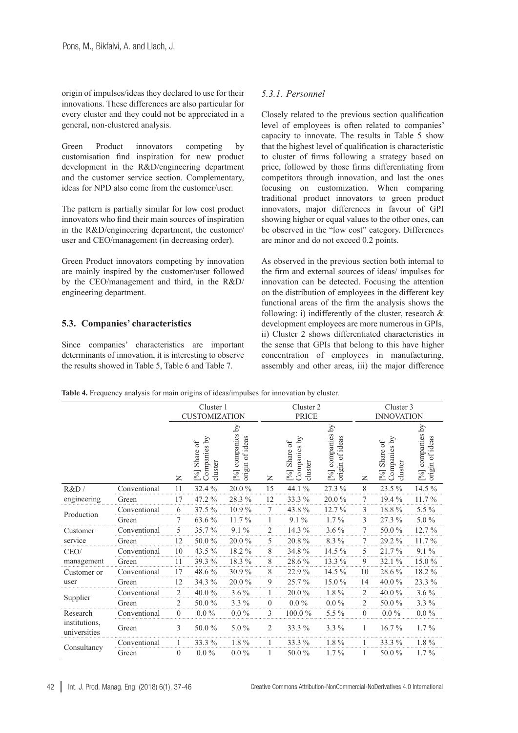origin of impulses/ideas they declared to use for their innovations. These differences are also particular for every cluster and they could not be appreciated in a general, non-clustered analysis.

Green Product innovators competing by customisation find inspiration for new product development in the R&D/engineering department and the customer service section. Complementary, ideas for NPD also come from the customer/user.

The pattern is partially similar for low cost product innovators who find their main sources of inspiration in the R&D/engineering department, the customer/user and CEO/management (in decreasing order).

Green Product innovators competing by innovation are mainly inspired by the customer/user followed by the CEO/management and third, in the R&D/engineering department.

## 5.3. Companies' characteristics

Since companies' characteristics are important determinants of innovation, it is interesting to observe the results showed in Table 5, Table 6 and Table 7.

### *5.3.1. Personnel*

Closely related to the previous section qualification level of employees is often related to companies' capacity to innovate. The results in Table 5 show that the highest level of qualification is characteristic to cluster of firms following a strategy based on price, followed by those firms differentiating from competitors through innovation, and last the ones focusing on customization. When comparing traditional product innovators to green product innovators, major differences in favour of GPI showing higher or equal values to the other ones, can be observed in the "low cost" category. Differences are minor and do not exceed 0.2 points.

As observed in the previous section both internal to the firm and external sources of ideas/ impulses for innovation can be detected. Focusing the attention on the distribution of employees in the different key functional areas of the firm the analysis shows the following: i) indifferently of the cluster, research & development employees are more numerous in GPIs, ii) Cluster 2 shows differentiated characteristics in the sense that GPIs that belong to this have higher concentration of employees in manufacturing, assembly and other areas, iii) the major difference

**Table 4.** Frequency analysis for main origins of ideas/impulses for innovation by cluster.

| | | Cluster 1 CUSTOMIZATION | | | Cluster 2 PRICE | | | Cluster 3 INNOVATION | | |
|---|---|---|---|---|---|---|---|---|---|---|
| | | N | [%] Share of Companies by cluster | [%] companies by origin of ideas | N | [%] Share of Companies by cluster | [%] companies by origin of ideas | N | [%] Share of Companies by cluster | [%] companies by origin of ideas |
| R&D / engineering | Conventional | 11 | 32.4 % | 20.0 % | 15 | 44.1 % | 27.3 % | 8 | 23.5 % | 14.5 % |
| | Green | 17 | 47.2 % | 28.3 % | 12 | 33.3 % | 20.0 % | 7 | 19.4 % | 11.7 % |
| Production | Conventional | 6 | 37.5 % | 10.9 % | 7 | 43.8 % | 12.7 % | 3 | 18.8 % | 5.5 % |
| | Green | 7 | 63.6 % | 11.7 % | 1 | 9.1 % | 1.7 % | 3 | 27.3 % | 5.0 % |
| Customer service | Conventional | 5 | 35.7 % | 9.1 % | 2 | 14.3 % | 3.6 % | 7 | 50.0 % | 12.7 % |
| | Green | 12 | 50.0 % | 20.0 % | 5 | 20.8 % | 8.3 % | 7 | 29.2 % | 11.7 % |
| CEO/ management | Conventional | 10 | 43.5 % | 18.2 % | 8 | 34.8 % | 14.5 % | 5 | 21.7 % | 9.1 % |
| | Green | 11 | 39.3 % | 18.3 % | 8 | 28.6 % | 13.3 % | 9 | 32.1 % | 15.0 % |
| Customer or user | Conventional | 17 | 48.6 % | 30.9 % | 8 | 22.9 % | 14.5 % | 10 | 28.6 % | 18.2 % |
| | Green | 12 | 34.3 % | 20.0 % | 9 | 25.7 % | 15.0 % | 14 | 40.0 % | 23.3 % |
| Supplier | Conventional | 2 | 40.0 % | 3.6 % | 1 | 20.0 % | 1.8 % | 2 | 40.0 % | 3.6 % |
| | Green | 2 | 50.0 % | 3.3 % | 0 | 0.0 % | 0.0 % | 2 | 50.0 % | 3.3 % |
| Research institutions, universities | Conventional | 0 | 0.0 % | 0.0 % | 3 | 100.0 % | 5.5 % | 0 | 0.0 % | 0.0 % |
| | Green | 3 | 50.0 % | 5.0 % | 2 | 33.3 % | 3.3 % | 1 | 16.7 % | 1.7 % |
| Consultancy | Conventional | 1 | 33.3 % | 1.8 % | 1 | 33.3 % | 1.8 % | 1 | 33.3 % | 1.8 % |
| | Green | 0 | 0.0 % | 0.0 % | 1 | 50.0 % | 1.7 % | 1 | 50.0 % | 1.7 % |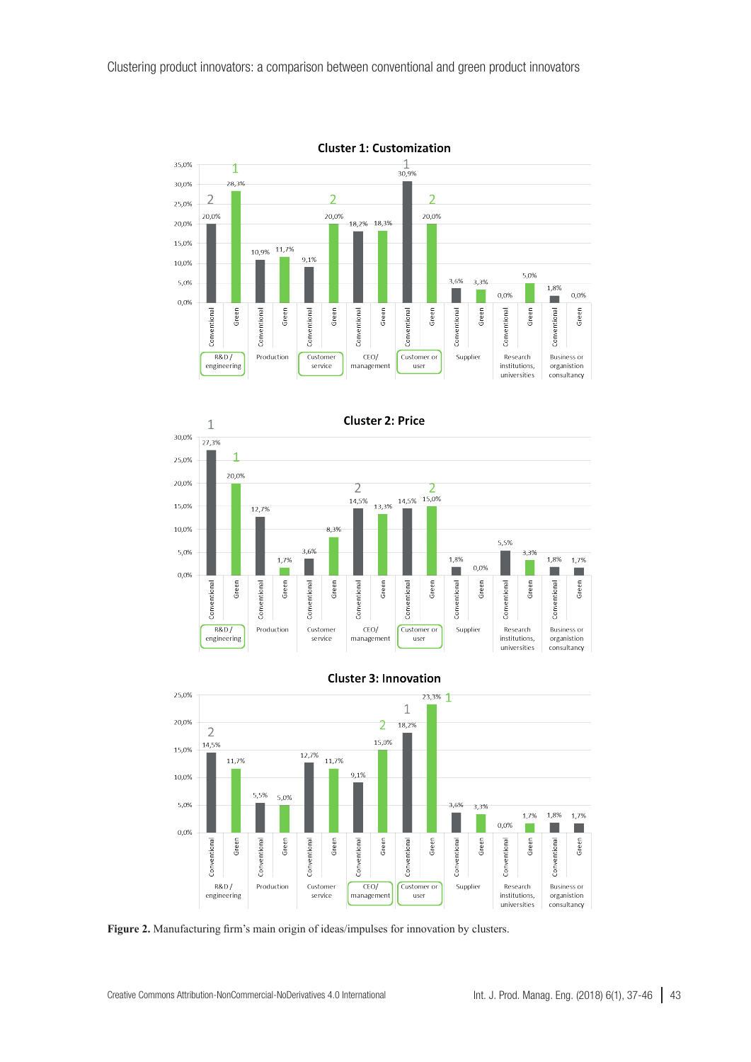**Figure 2.** Manufacturing firm's main origin of ideas/impulses for innovation by clusters.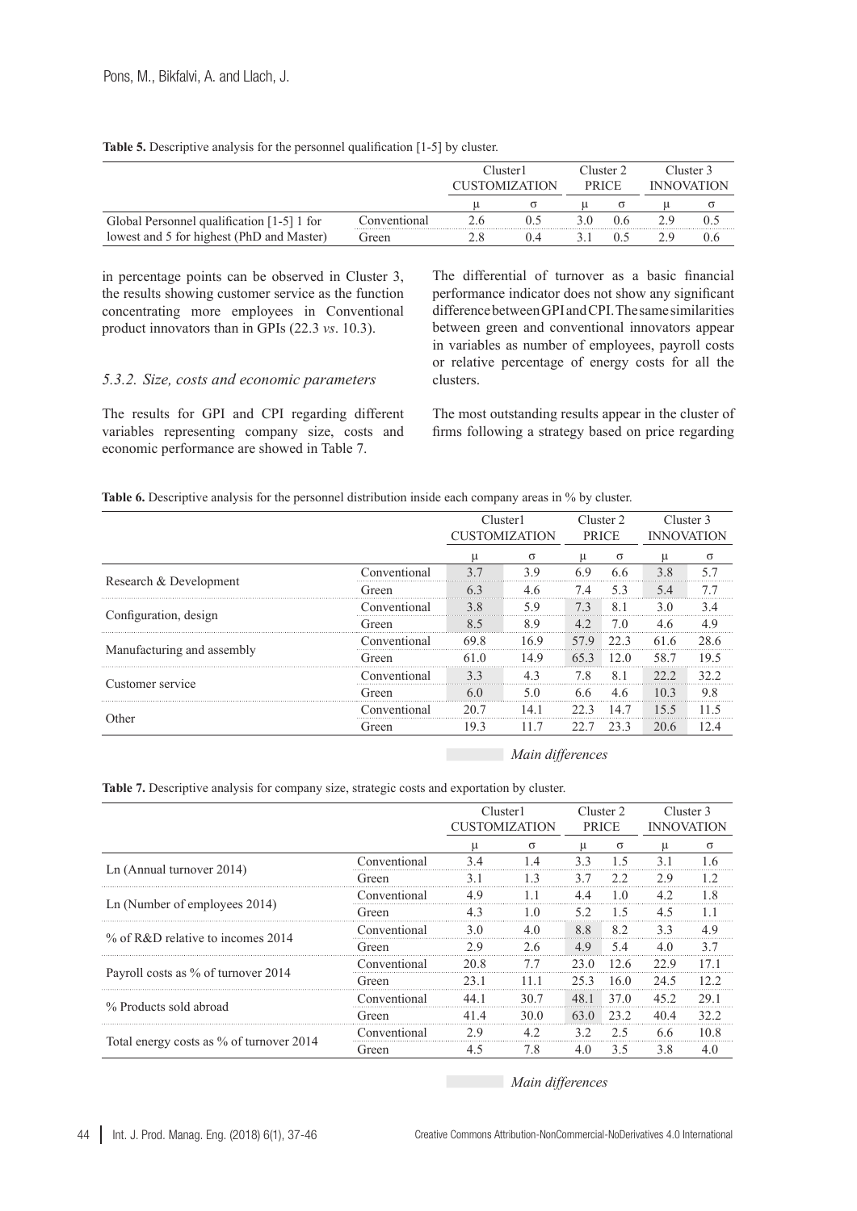**Table 5.** Descriptive analysis for the personnel qualification [1-5] by cluster.

| | | Cluster1 CUSTOMIZATION | | Cluster 2 PRICE | | Cluster 3 INNOVATION | |
|---|---|---|---|---|---|---|---|
| | | μ | σ | μ | σ | μ | σ |
| Global Personnel qualification [1-5] 1 for lowest and 5 for highest (PhD and Master) | Conventional | 2.6 | 0.5 | 3.0 | 0.6 | 2.9 | 0.5 |
| | Green | 2.8 | 0.4 | 3.1 | 0.5 | 2.9 | 0.6 |

in percentage points can be observed in Cluster 3, the results showing customer service as the function concentrating more employees in Conventional product innovators than in GPIs (22.3 *vs*. 10.3).

### *5.3.2. Size, costs and economic parameters*

The results for GPI and CPI regarding different variables representing company size, costs and economic performance are showed in Table 7.

The differential of turnover as a basic financial performance indicator does not show any significant difference between GPI and CPI. The same similarities between green and conventional innovators appear in variables as number of employees, payroll costs or relative percentage of energy costs for all the clusters.

The most outstanding results appear in the cluster of firms following a strategy based on price regarding

**Table 6.** Descriptive analysis for the personnel distribution inside each company areas in % by cluster.

| | | Cluster1 CUSTOMIZATION | | Cluster 2 PRICE | | Cluster 3 INNOVATION | |
|---|---|---|---|---|---|---|---|
| | | μ | σ | μ | σ | μ | σ |
| Research & Development | Conventional | 3.7 | 3.9 | 6.9 | 6.6 | 3.8 | 5.7 |
| | Green | 6.3 | 4.6 | 7.4 | 5.3 | 5.4 | 7.7 |
| Configuration, design | Conventional | 3.8 | 5.9 | 7.3 | 8.1 | 3.0 | 3.4 |
| | Green | 8.5 | 8.9 | 4.2 | 7.0 | 4.6 | 4.9 |
| Manufacturing and assembly | Conventional | 69.8 | 16.9 | 57.9 | 22.3 | 61.6 | 28.6 |
| | Green | 61.0 | 14.9 | 65.3 | 12.0 | 58.7 | 19.5 |
| Customer service | Conventional | 3.3 | 4.3 | 7.8 | 8.1 | 22.2 | 32.2 |
| | Green | 6.0 | 5.0 | 6.6 | 4.6 | 10.3 | 9.8 |
| Other | Conventional | 20.7 | 14.1 | 22.3 | 14.7 | 15.5 | 11.5 |
| | Green | 19.3 | 11.7 | 22.7 | 23.3 | 20.6 | 12.4 |

*Main differences*

**Table 7.** Descriptive analysis for company size, strategic costs and exportation by cluster.

| | | Cluster1 CUSTOMIZATION | | Cluster 2 PRICE | | Cluster 3 INNOVATION | |
|---|---|---|---|---|---|---|---|
| | | μ | σ | μ | σ | μ | σ |
| Ln (Annual turnover 2014) | Conventional | 3.4 | 1.4 | 3.3 | 1.5 | 3.1 | 1.6 |
| | Green | 3.1 | 1.3 | 3.7 | 2.2 | 2.9 | 1.2 |
| Ln (Number of employees 2014) | Conventional | 4.9 | 1.1 | 4.4 | 1.0 | 4.2 | 1.8 |
| | Green | 4.3 | 1.0 | 5.2 | 1.5 | 4.5 | 1.1 |
| % of R&D relative to incomes 2014 | Conventional | 3.0 | 4.0 | 8.8 | 8.2 | 3.3 | 4.9 |
| | Green | 2.9 | 2.6 | 4.9 | 5.4 | 4.0 | 3.7 |
| Payroll costs as % of turnover 2014 | Conventional | 20.8 | 7.7 | 23.0 | 12.6 | 22.9 | 17.1 |
| | Green | 23.1 | 11.1 | 25.3 | 16.0 | 24.5 | 12.2 |
| % Products sold abroad | Conventional | 44.1 | 30.7 | 48.1 | 37.0 | 45.2 | 29.1 |
| | Green | 41.4 | 30.0 | 63.0 | 23.2 | 40.4 | 32.2 |
| Total energy costs as % of turnover 2014 | Conventional | 2.9 | 4.2 | 3.2 | 2.5 | 6.6 | 10.8 |
| | Green | 4.5 | 7.8 | 4.0 | 3.5 | 3.8 | 4.0 |

*Main differences*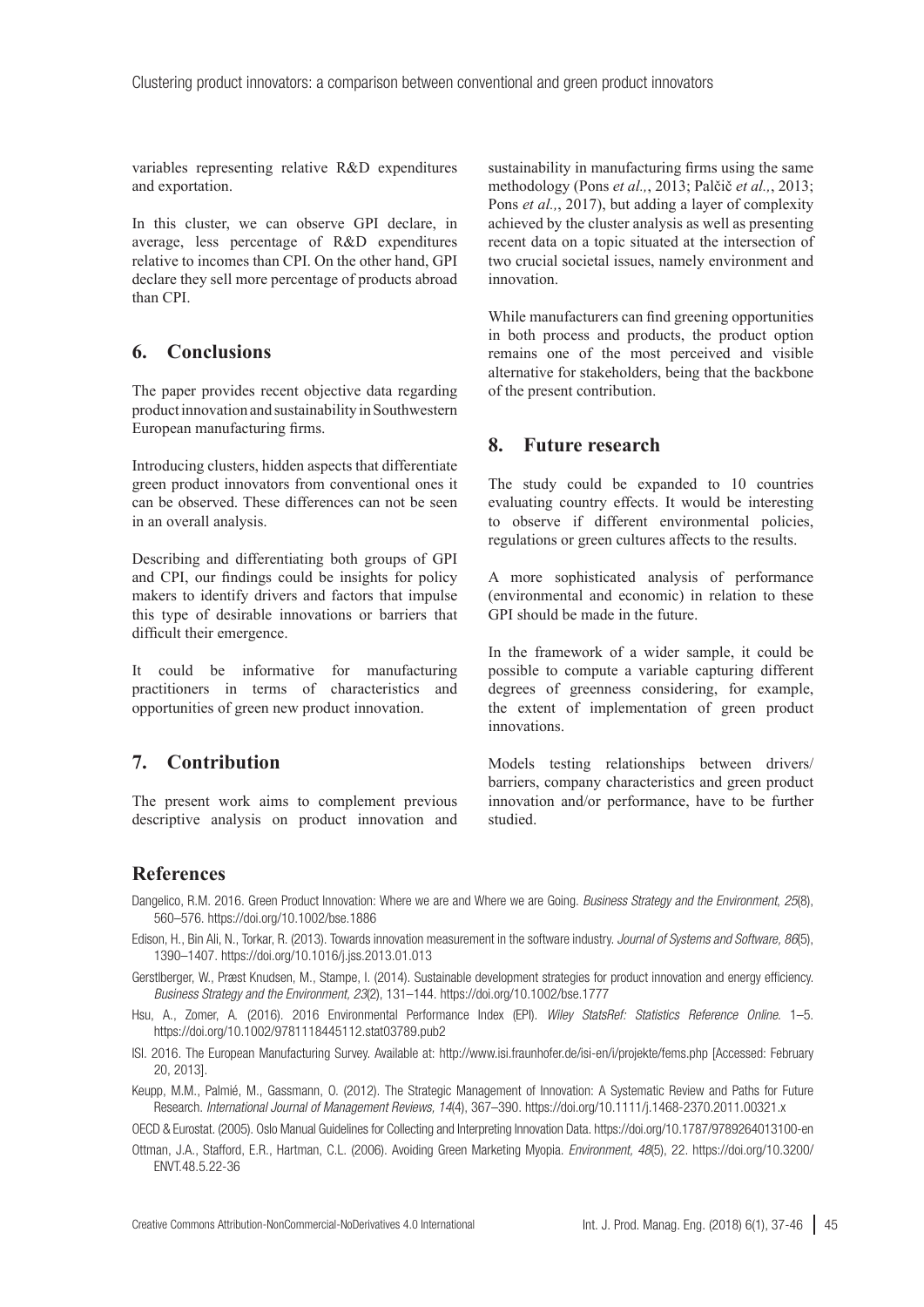variables representing relative R&D expenditures and exportation.

In this cluster, we can observe GPI declare, in average, less percentage of R&D expenditures relative to incomes than CPI. On the other hand, GPI declare they sell more percentage of products abroad than CPI.

## 6. Conclusions

The paper provides recent objective data regarding product innovation and sustainability in Southwestern European manufacturing firms.

Introducing clusters, hidden aspects that differentiate green product innovators from conventional ones it can be observed. These differences can not be seen in an overall analysis.

Describing and differentiating both groups of GPI and CPI, our findings could be insights for policy makers to identify drivers and factors that impulse this type of desirable innovations or barriers that difficult their emergence.

It could be informative for manufacturing practitioners in terms of characteristics and opportunities of green new product innovation.

## 7. Contribution

The present work aims to complement previous descriptive analysis on product innovation and sustainability in manufacturing firms using the same methodology (Pons *et al.,*, 2013; Palčič *et al.,*, 2013; Pons *et al.,*, 2017), but adding a layer of complexity achieved by the cluster analysis as well as presenting recent data on a topic situated at the intersection of two crucial societal issues, namely environment and innovation.

While manufacturers can find greening opportunities in both process and products, the product option remains one of the most perceived and visible alternative for stakeholders, being that the backbone of the present contribution.

## 8. Future research

The study could be expanded to 10 countries evaluating country effects. It would be interesting to observe if different environmental policies, regulations or green cultures affects to the results.

A more sophisticated analysis of performance (environmental and economic) in relation to these GPI should be made in the future.

In the framework of a wider sample, it could be possible to compute a variable capturing different degrees of greenness considering, for example, the extent of implementation of green product innovations.

Models testing relationships between drivers/barriers, company characteristics and green product innovation and/or performance, have to be further studied.

## References

Dangelico, R.M. 2016. Green Product Innovation: Where we are and Where we are Going. *Business Strategy and the Environment, 25*(8), 560–576. https://doi.org/10.1002/bse.1886

Edison, H., Bin Ali, N., Torkar, R. (2013). Towards innovation measurement in the software industry. *Journal of Systems and Software, 86*(5), 1390–1407. https://doi.org/10.1016/j.jss.2013.01.013

Gerstlberger, W., Præst Knudsen, M., Stampe, I. (2014). Sustainable development strategies for product innovation and energy efficiency. *Business Strategy and the Environment, 23*(2), 131–144. https://doi.org/10.1002/bse.1777

Hsu, A., Zomer, A. (2016). 2016 Environmental Performance Index (EPI). *Wiley StatsRef: Statistics Reference Online.* 1–5. https://doi.org/10.1002/9781118445112.stat03789.pub2

ISI. 2016. The European Manufacturing Survey. Available at: http://www.isi.fraunhofer.de/isi-en/i/projekte/fems.php [Accessed: February 20, 2013].

Keupp, M.M., Palmié, M., Gassmann, O. (2012). The Strategic Management of Innovation: A Systematic Review and Paths for Future Research. *International Journal of Management Reviews, 14*(4), 367–390. https://doi.org/10.1111/j.1468-2370.2011.00321.x

OECD & Eurostat. (2005). Oslo Manual Guidelines for Collecting and Interpreting Innovation Data. https://doi.org/10.1787/9789264013100-en

Ottman, J.A., Stafford, E.R., Hartman, C.L. (2006). Avoiding Green Marketing Myopia. *Environment, 48*(5), 22. https://doi.org/10.3200/ENVT.48.5.22-36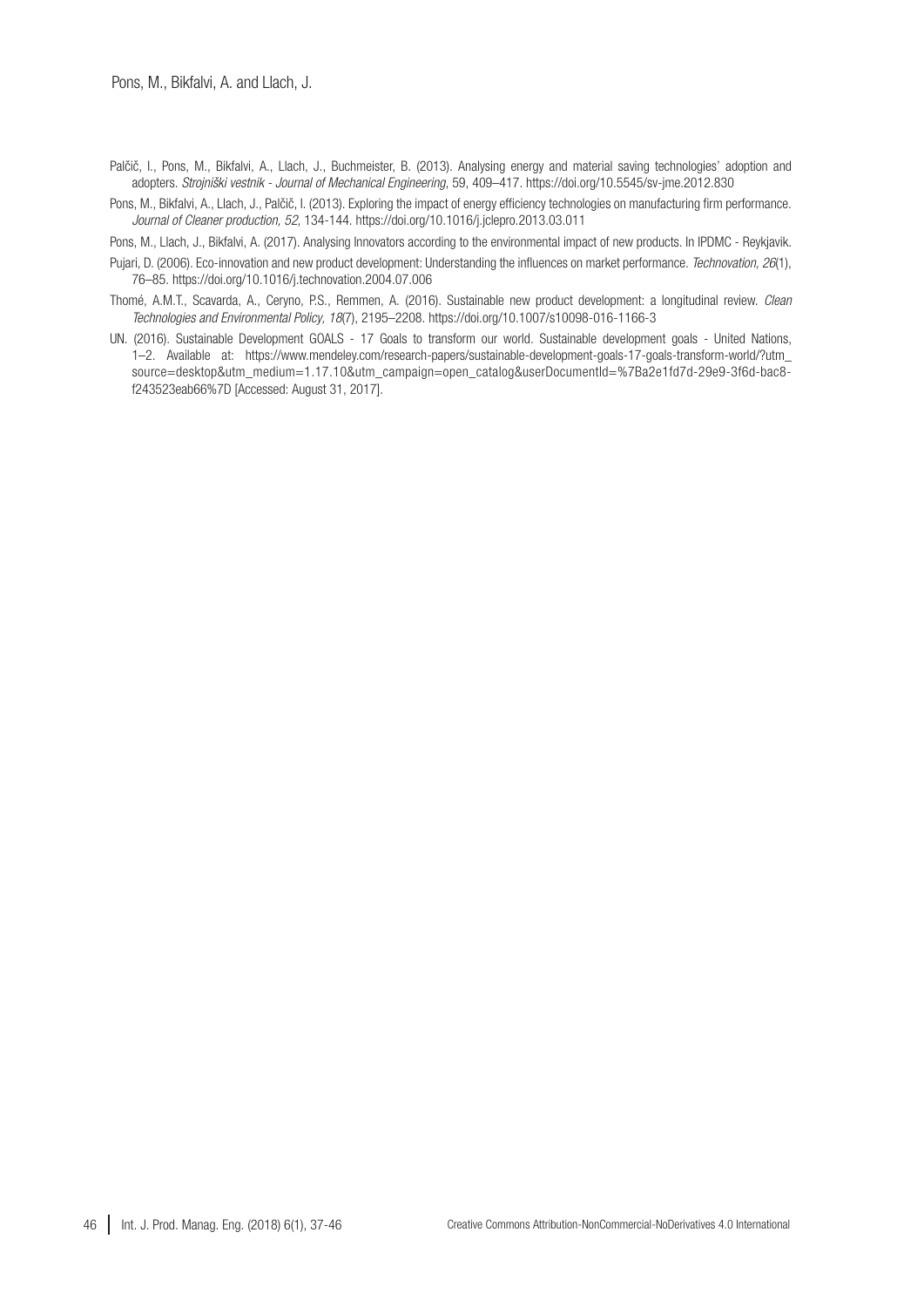Palčič, I., Pons, M., Bikfalvi, A., Llach, J., Buchmeister, B. (2013). Analysing energy and material saving technologies' adoption and adopters. *Strojniški vestnik - Journal of Mechanical Engineering*, 59, 409–417. https://doi.org/10.5545/sv-jme.2012.830

Pons, M., Bikfalvi, A., Llach, J., Palčič, I. (2013). Exploring the impact of energy efficiency technologies on manufacturing firm performance. *Journal of Cleaner production, 52*, 134-144. https://doi.org/10.1016/j.jclepro.2013.03.011

Pons, M., Llach, J., Bikfalvi, A. (2017). Analysing Innovators according to the environmental impact of new products. In IPDMC - Reykjavik.

Pujari, D. (2006). Eco-innovation and new product development: Understanding the influences on market performance. *Technovation, 26*(1), 76–85. https://doi.org/10.1016/j.technovation.2004.07.006

Thomé, A.M.T., Scavarda, A., Ceryno, P.S., Remmen, A. (2016). Sustainable new product development: a longitudinal review. *Clean Technologies and Environmental Policy, 18*(7), 2195–2208. https://doi.org/10.1007/s10098-016-1166-3

UN. (2016). Sustainable Development GOALS - 17 Goals to transform our world. Sustainable development goals - United Nations, 1–2. Available at: https://www.mendeley.com/research-papers/sustainable-development-goals-17-goals-transform-world/?utm_source=desktop&utm_medium=1.17.10&utm_campaign=open_catalog&userDocumentId=%7Ba2e1fd7d-29e9-3f6d-bac8-f243523eab66%7D [Accessed: August 31, 2017].